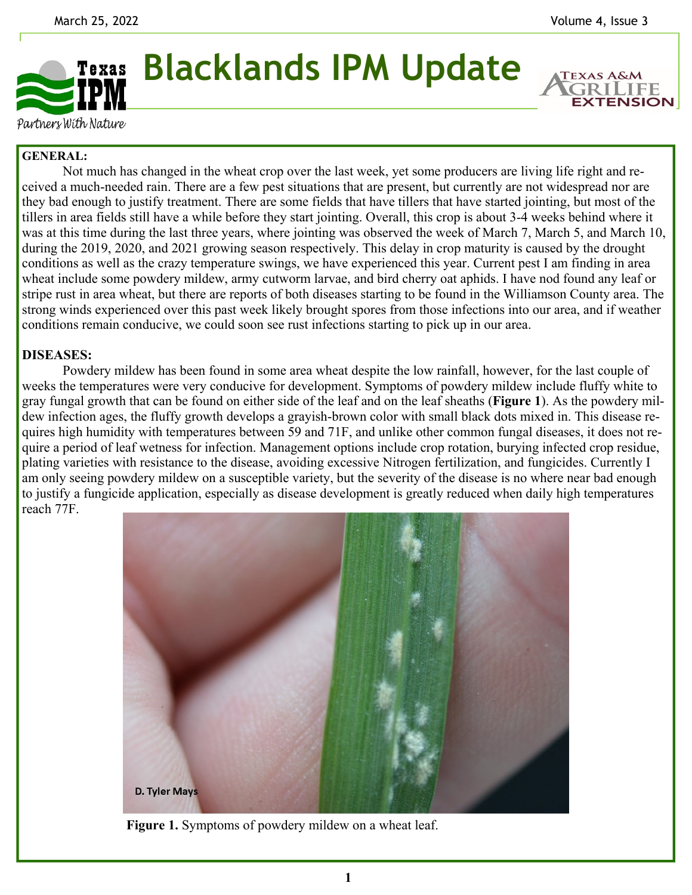# Blacklands IPM Update

**GENERAL:**

Not much has changed in the wheat crop over the last week, yet some producers are living life right and received a much-needed rain. There are a few pest situations that are present, but currently are not widespread nor are they bad enough to justify treatment. There are some fields that have tillers that have started jointing, but most of the tillers in area fields still have a while before they start jointing. Overall, this crop is about 3-4 weeks behind where it was at this time during the last three years, where jointing was observed the week of March 7, March 5, and March 10, during the 2019, 2020, and 2021 growing season respectively. This delay in crop maturity is caused by the drought conditions as well as the crazy temperature swings, we have experienced this year. Current pest I am finding in area wheat include some powdery mildew, army cutworm larvae, and bird cherry oat aphids. I have nod found any leaf or stripe rust in area wheat, but there are reports of both diseases starting to be found in the Williamson County area. The strong winds experienced over this past week likely brought spores from those infections into our area, and if weather conditions remain conducive, we could soon see rust infections starting to pick up in our area.

**DISEASES:**

Powdery mildew has been found in some area wheat despite the low rainfall, however, for the last couple of weeks the temperatures were very conducive for development. Symptoms of powdery mildew include fluffy white to gray fungal growth that can be found on either side of the leaf and on the leaf sheaths (**Figure 1**). As the powdery mildew infection ages, the fluffy growth develops a grayish-brown color with small black dots mixed in. This disease requires high humidity with temperatures between 59 and 71F, and unlike other common fungal diseases, it does not require a period of leaf wetness for infection. Management options include crop rotation, burying infected crop residue, plating varieties with resistance to the disease, avoiding excessive Nitrogen fertilization, and fungicides. Currently I am only seeing powdery mildew on a susceptible variety, but the severity of the disease is no where near bad enough to justify a fungicide application, especially as disease development is greatly reduced when daily high temperatures reach 77F.

D. Tyler Mays

**Figure 1.** Symptoms of powdery mildew on a wheat leaf.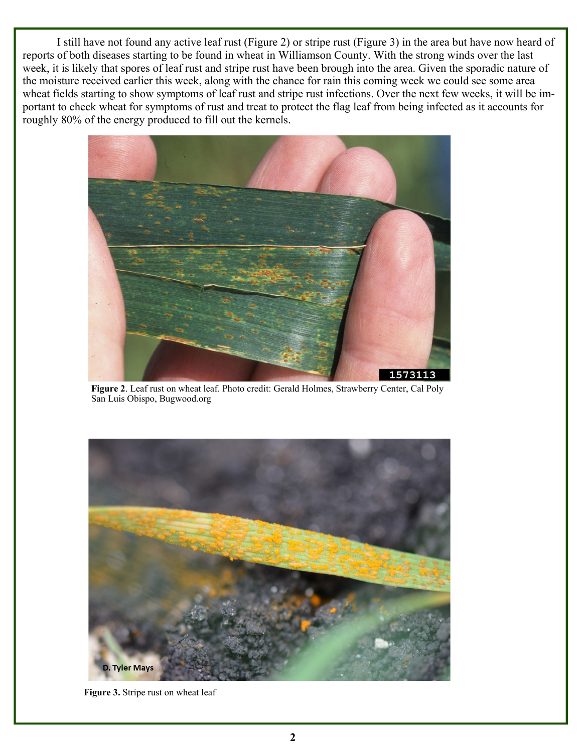I still have not found any active leaf rust (Figure 2) or stripe rust (Figure 3) in the area but have now heard of reports of both diseases starting to be found in wheat in Williamson County. With the strong winds over the last week, it is likely that spores of leaf rust and stripe rust have been brough into the area. Given the sporadic nature of the moisture received earlier this week, along with the chance for rain this coming week we could see some area wheat fields starting to show symptoms of leaf rust and stripe rust infections. Over the next few weeks, it will be important to check wheat for symptoms of rust and treat to protect the flag leaf from being infected as it accounts for roughly 80% of the energy produced to fill out the kernels.

**Figure 2**. Leaf rust on wheat leaf. Photo credit: Gerald Holmes, Strawberry Center, Cal Poly San Luis Obispo, Bugwood.org

**Figure 3.** Stripe rust on wheat leaf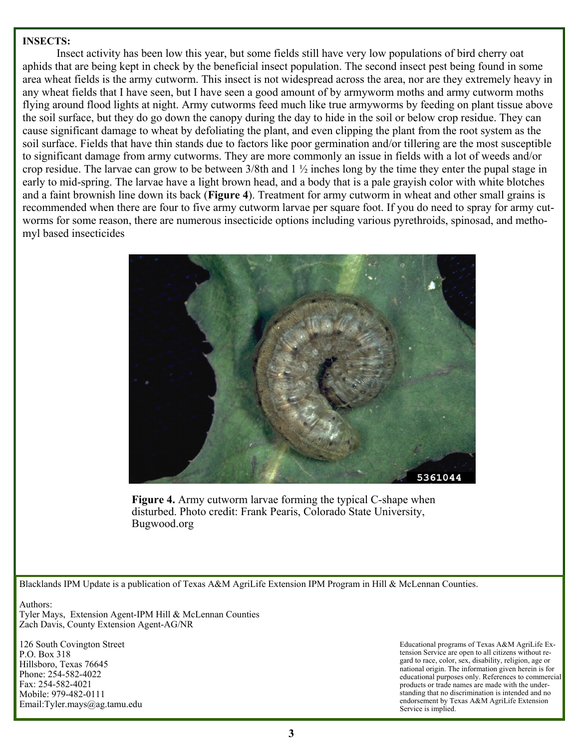**INSECTS:**

Insect activity has been low this year, but some fields still have very low populations of bird cherry oat aphids that are being kept in check by the beneficial insect population. The second insect pest being found in some area wheat fields is the army cutworm. This insect is not widespread across the area, nor are they extremely heavy in any wheat fields that I have seen, but I have seen a good amount of by armyworm moths and army cutworm moths flying around flood lights at night. Army cutworms feed much like true armyworms by feeding on plant tissue above the soil surface, but they do go down the canopy during the day to hide in the soil or below crop residue. They can cause significant damage to wheat by defoliating the plant, and even clipping the plant from the root system as the soil surface. Fields that have thin stands due to factors like poor germination and/or tillering are the most susceptible to significant damage from army cutworms. They are more commonly an issue in fields with a lot of weeds and/or crop residue. The larvae can grow to be between 3/8th and 1 ½ inches long by the time they enter the pupal stage in early to mid-spring. The larvae have a light brown head, and a body that is a pale grayish color with white blotches and a faint brownish line down its back (**Figure 4**). Treatment for army cutworm in wheat and other small grains is recommended when there are four to five army cutworm larvae per square foot. If you do need to spray for army cutworms for some reason, there are numerous insecticide options including various pyrethroids, spinosad, and methomyl based insecticides

5361044

**Figure 4.** Army cutworm larvae forming the typical C-shape when disturbed. Photo credit: Frank Pearis, Colorado State University, Bugwood.org

Blacklands IPM Update is a publication of Texas A&M AgriLife Extension IPM Program in Hill & McLennan Counties.

Authors:
Tyler Mays, Extension Agent-IPM Hill & McLennan Counties
Zach Davis, County Extension Agent-AG/NR

126 South Covington Street
P.O. Box 318
Hillsboro, Texas 76645
Phone: 254-582-4022
Fax: 254-582-4021
Mobile: 979-482-0111
Email:Tyler.mays@ag.tamu.edu

Educational programs of Texas A&M AgriLife Extension Service are open to all citizens without regard to race, color, sex, disability, religion, age or national origin. The information given herein is for educational purposes only. References to commercial products or trade names are made with the understanding that no discrimination is intended and no endorsement by Texas A&M AgriLife Extension Service is implied.